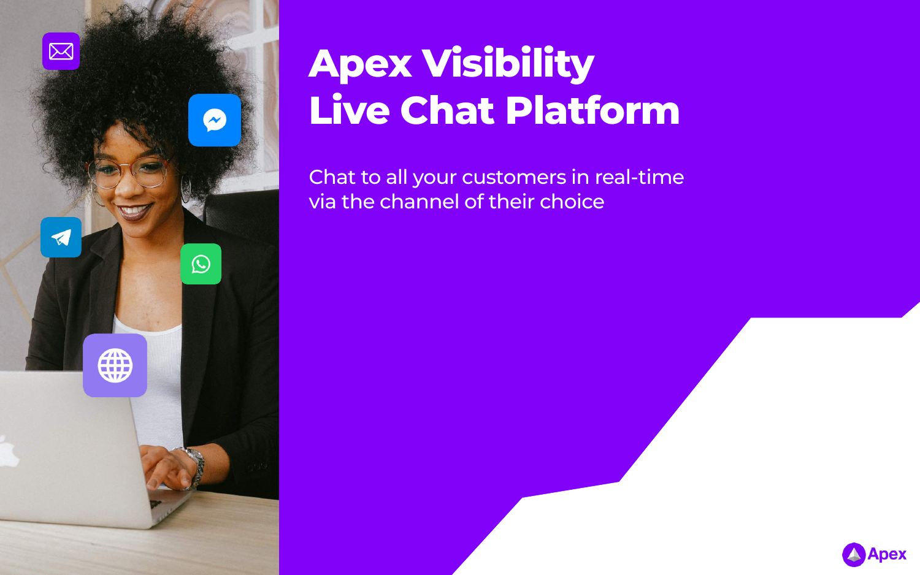# Apex Visibility Live Chat Platform

Chat to all your customers in real-time via the channel of their choice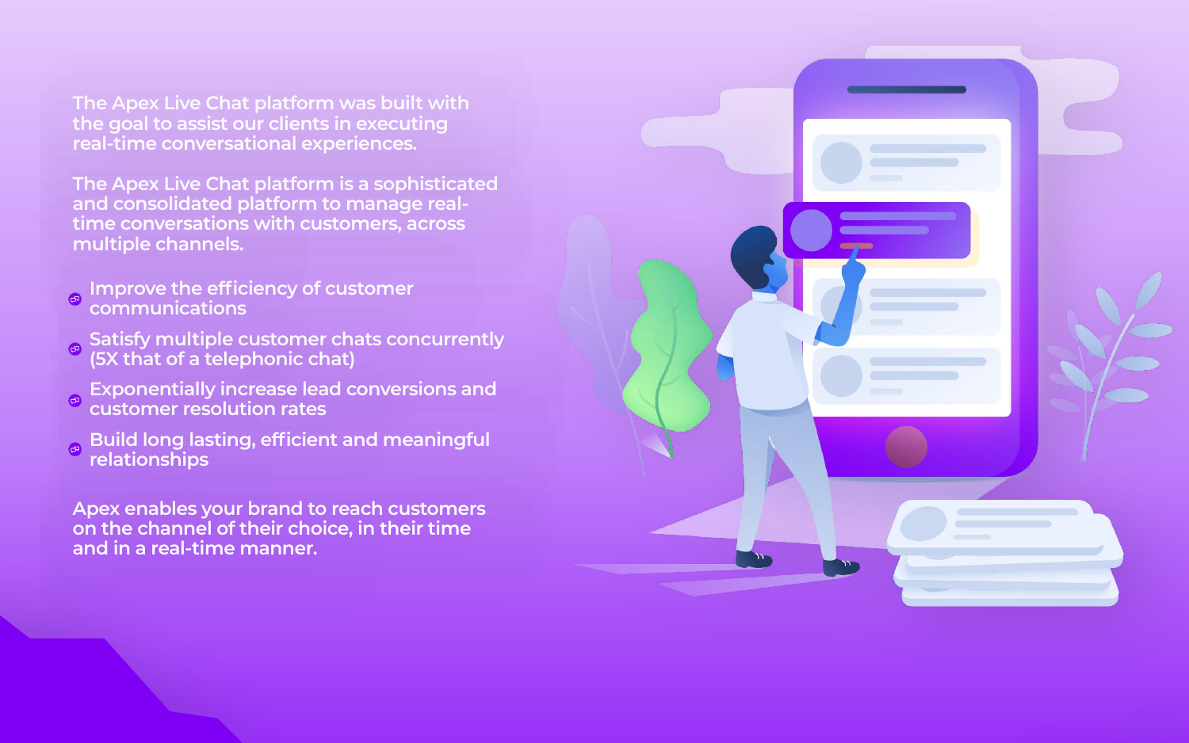The Apex Live Chat platform was built with the goal to assist our clients in executing real-time conversational experiences.

The Apex Live Chat platform is a sophisticated and consolidated platform to manage real-time conversations with customers, across multiple channels.

- Improve the efficiency of customer communications
- Satisfy multiple customer chats concurrently (5X that of a telephonic chat)
- Exponentially increase lead conversions and customer resolution rates
- Build long lasting, efficient and meaningful relationships

Apex enables your brand to reach customers on the channel of their choice, in their time and in a real-time manner.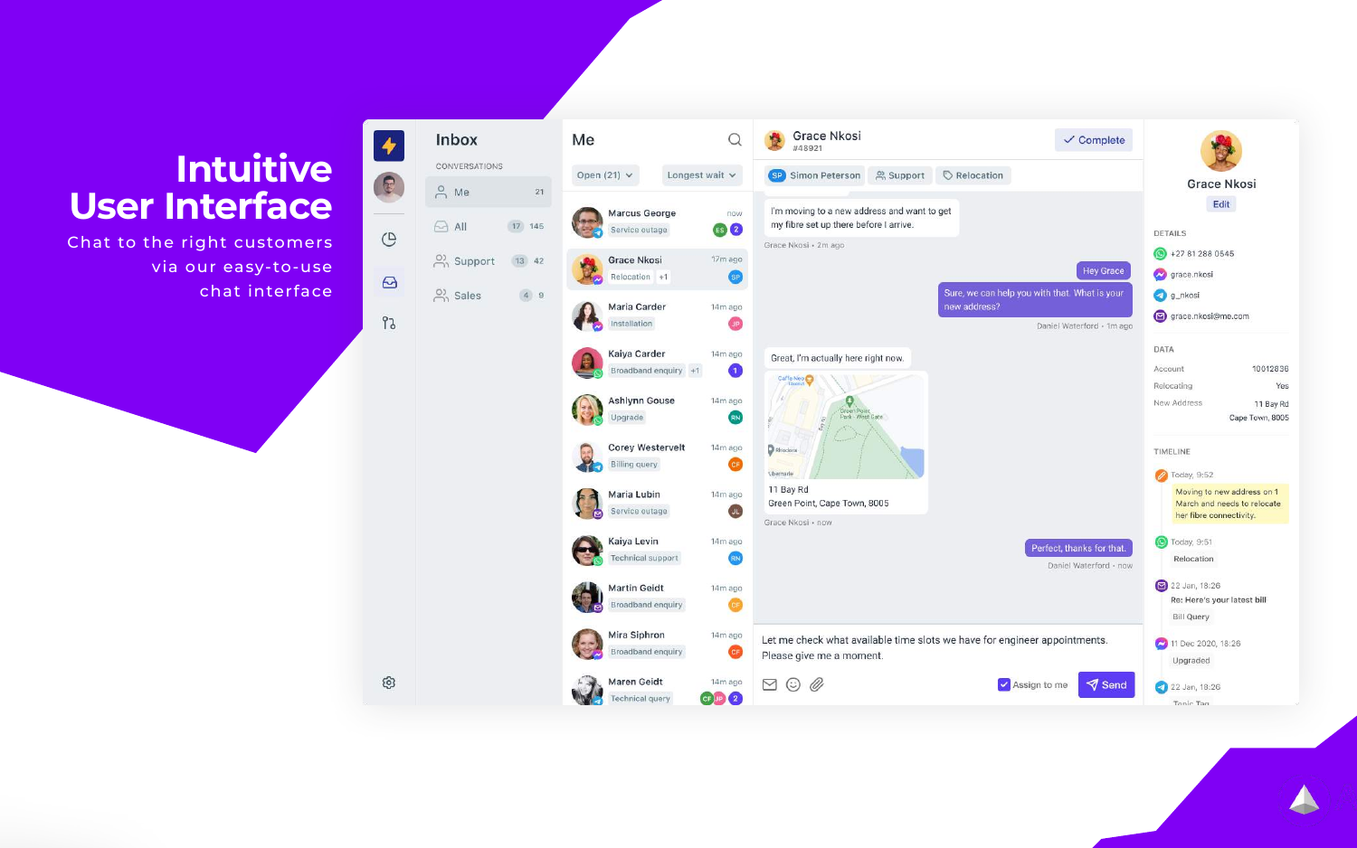# Intuitive User Interface

Chat to the right customers via our easy-to-use chat interface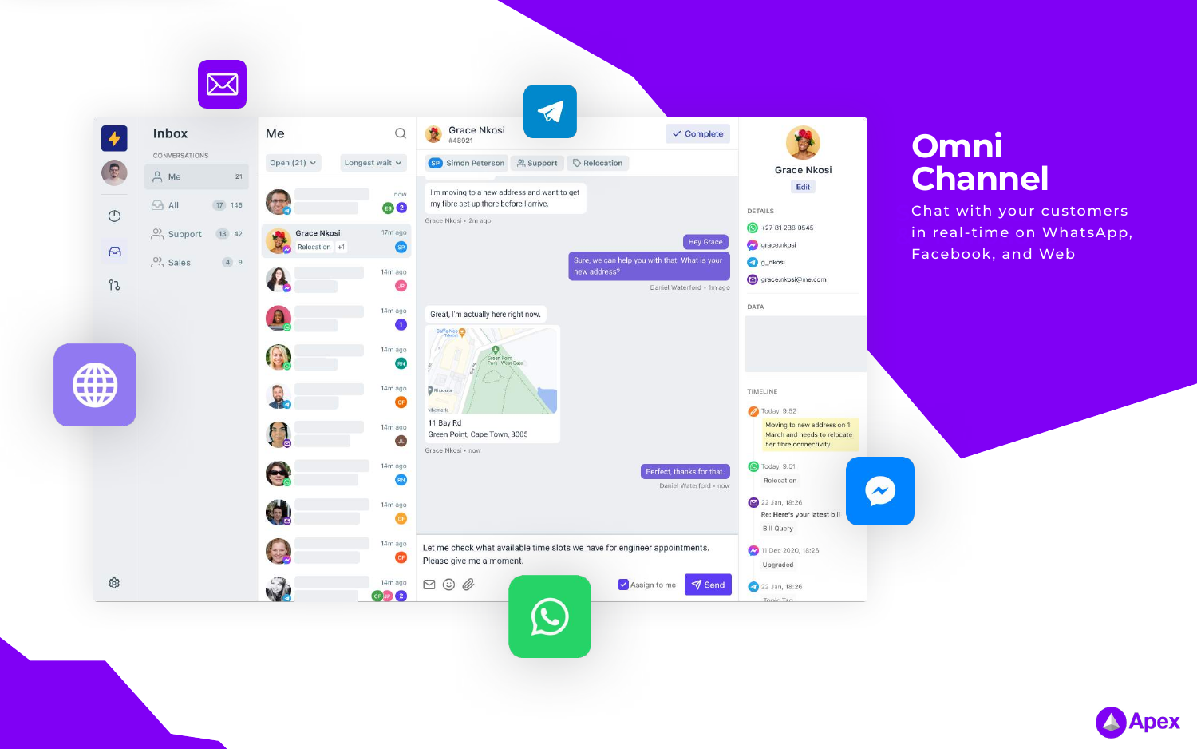# Omni Channel

Chat with your customers in real-time on WhatsApp, Facebook, and Web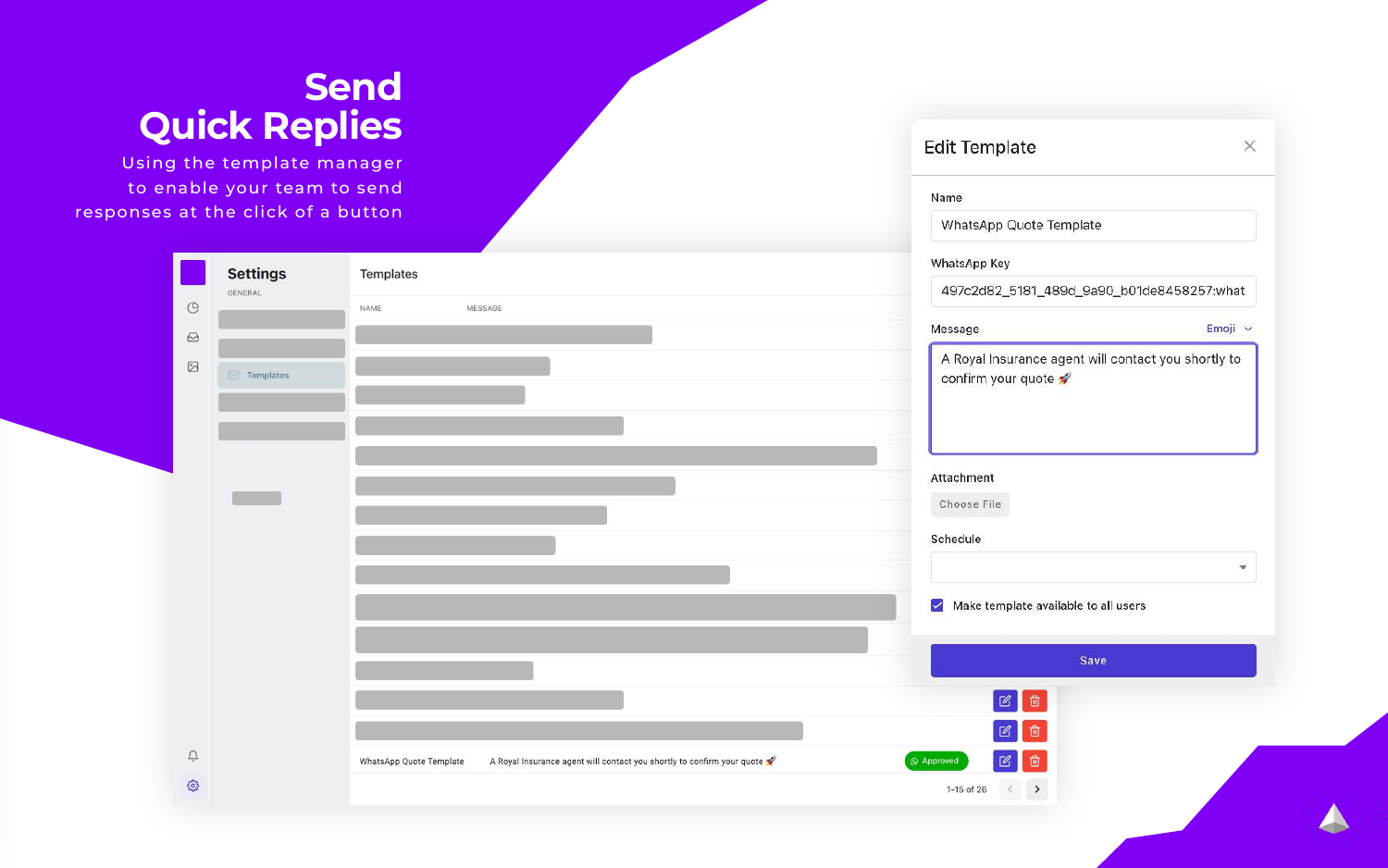# Send Quick Replies

Using the template manager to enable your team to send responses at the click of a button

Settings

GENERAL

Templates

Templates

| NAME | MESSAGE | | |
|---|---|---|---|
| WhatsApp Quote Template | A Royal Insurance agent will contact you shortly to confirm your quote 🚀 | Approved | |

1-15 of 26

## Edit Template

Name

WhatsApp Quote Template

WhatsApp Key

497c2d82_5181_489d_9a90_b01de8458257:what

Message

Emoji

A Royal Insurance agent will contact you shortly to confirm your quote 🚀

Attachment

Choose File

Schedule

☑ Make template available to all users

Save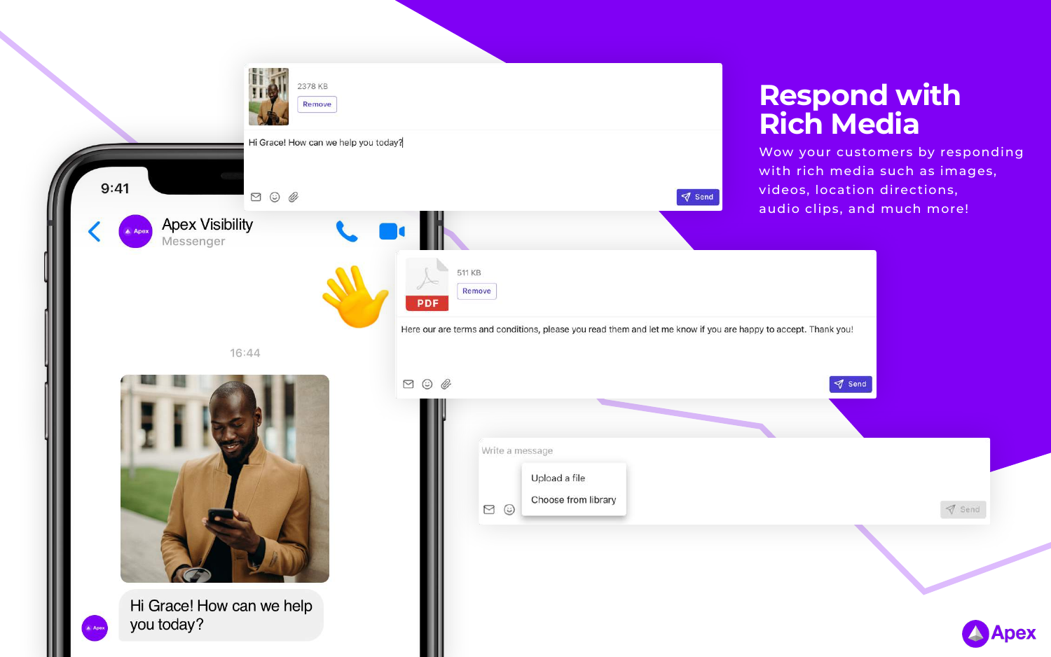# Respond with Rich Media

Wow your customers by responding with rich media such as images, videos, location directions, audio clips, and much more!

2378 KB

Remove

Hi Grace! How can we help you today?

Send

9:41

Apex Visibility

Messenger

16:44

Hi Grace! How can we help you today?

511 KB

Remove

PDF

Here our are terms and conditions, please you read them and let me know if you are happy to accept. Thank you!

Send

Write a message

Upload a file

Choose from library

Send

Apex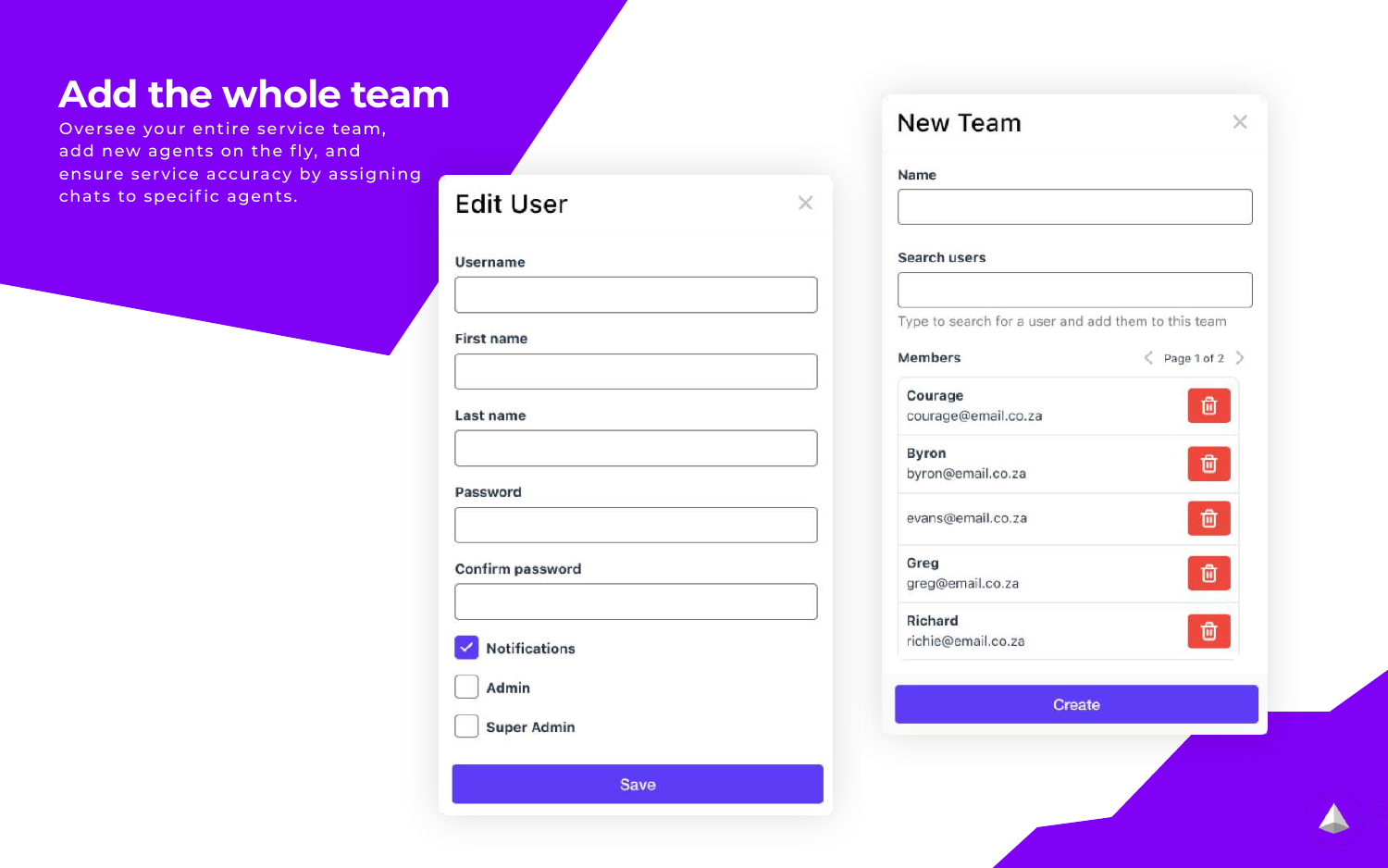# Add the whole team

Oversee your entire service team, add new agents on the fly, and ensure service accuracy by assigning chats to specific agents.

## Edit User

Username

First name

Last name

Password

Confirm password

- [x] Notifications
- [ ] Admin
- [ ] Super Admin

Save

## New Team

Name

Search users

Type to search for a user and add them to this team

Members — Page 1 of 2

- **Courage** — courage@email.co.za
- **Byron** — byron@email.co.za
- evans@email.co.za
- **Greg** — greg@email.co.za
- **Richard** — richie@email.co.za

Create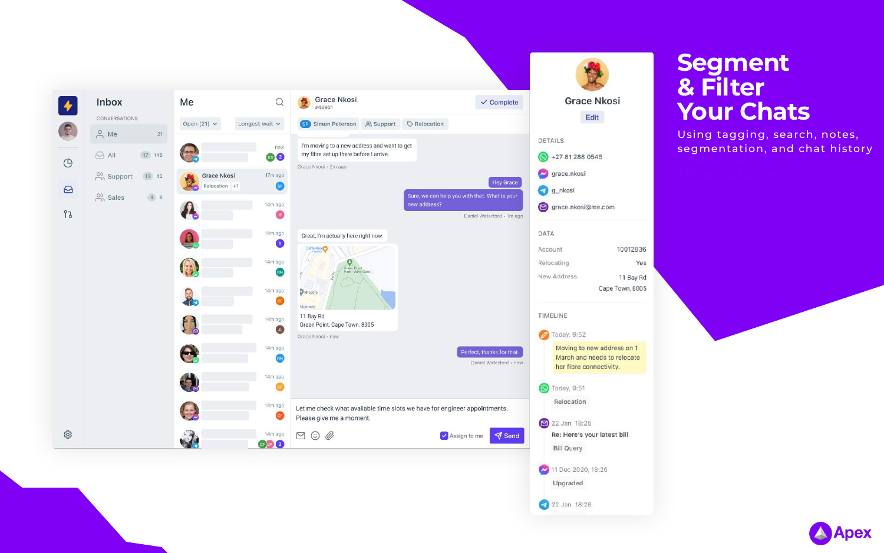# Segment & Filter Your Chats

Using tagging, search, notes, segmentation, and chat history

Apex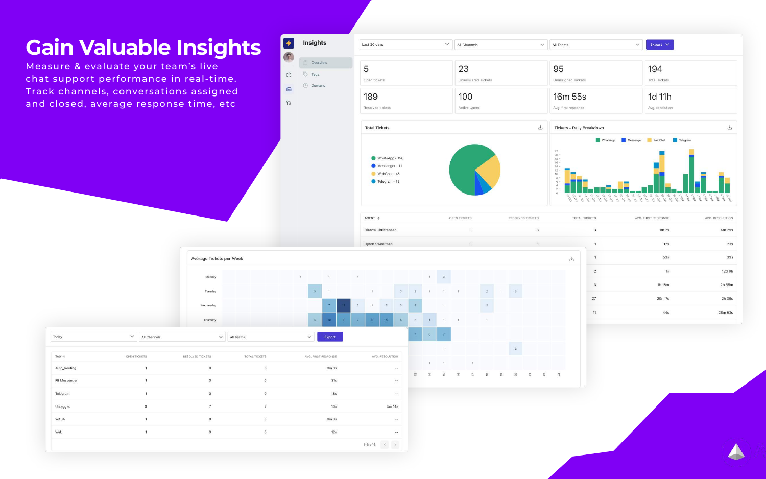# Gain Valuable Insights

Measure & evaluate your team's live chat support performance in real-time. Track channels, conversations assigned and closed, average response time, etc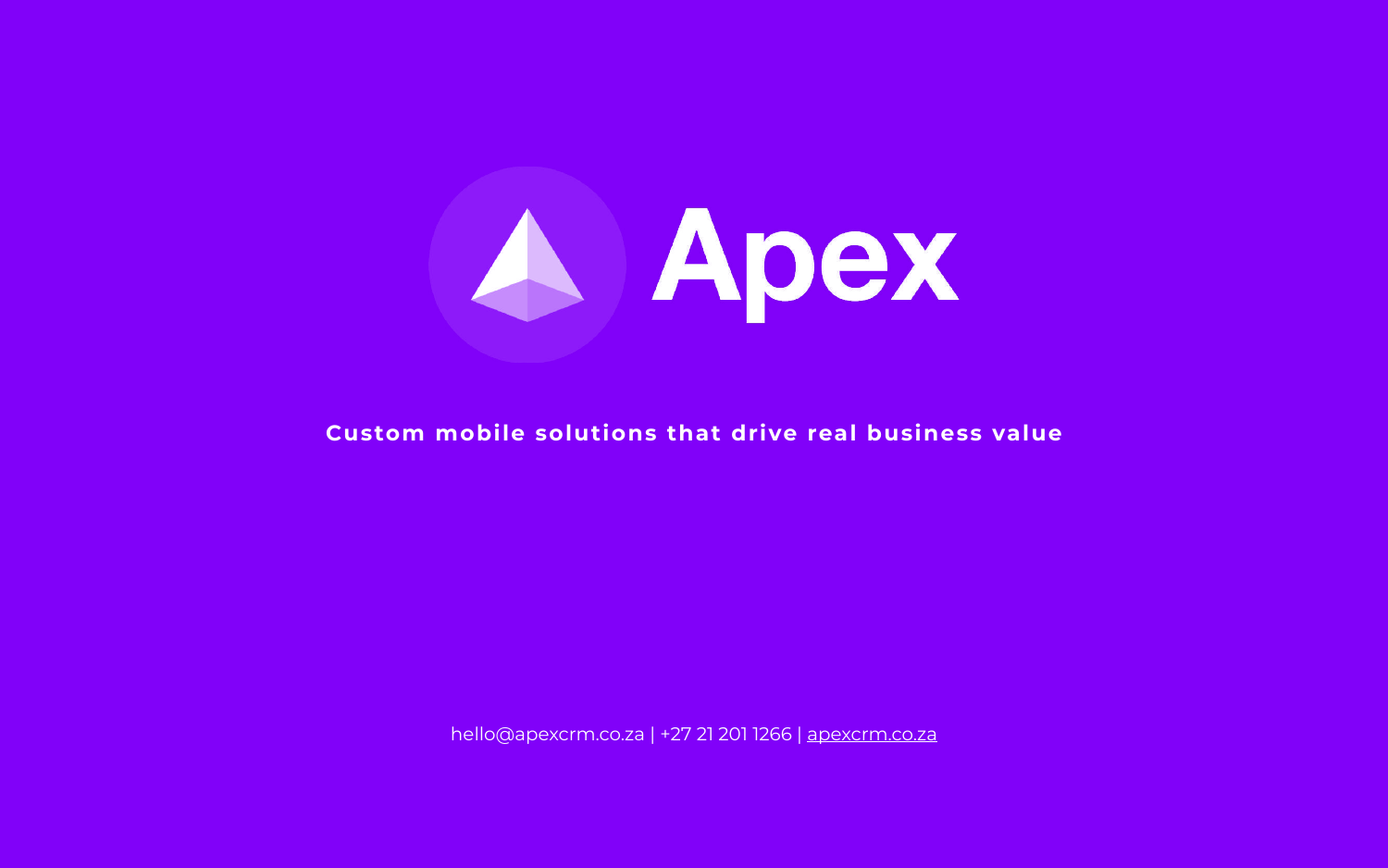# Apex

**Custom mobile solutions that drive real business value**

hello@apexcrm.co.za | +27 21 201 1266 | apexcrm.co.za